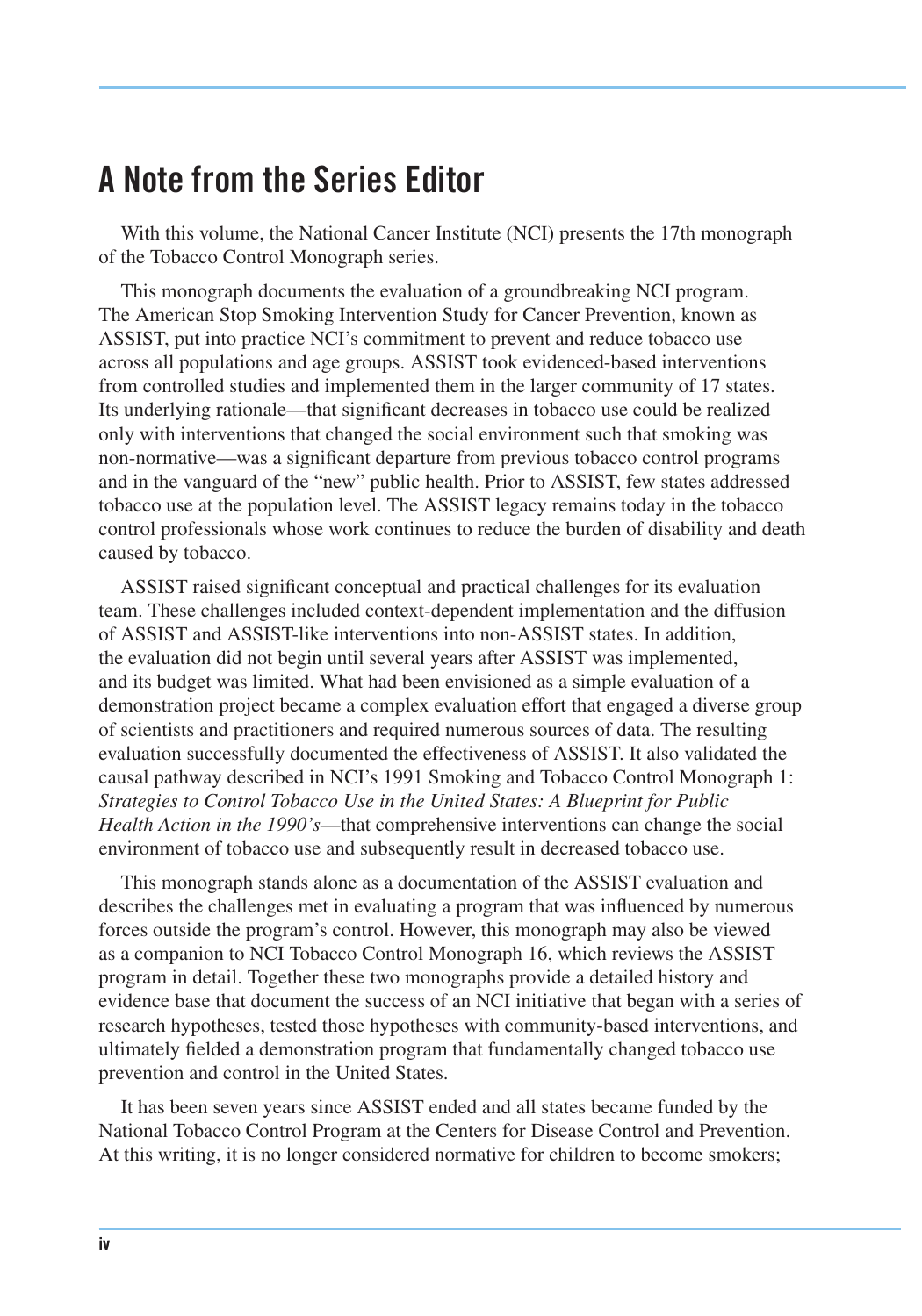# A Note from the Series Editor

With this volume, the National Cancer Institute (NCI) presents the 17th monograph of the Tobacco Control Monograph series.

This monograph documents the evaluation of a groundbreaking NCI program. The American Stop Smoking Intervention Study for Cancer Prevention, known as ASSIST, put into practice NCI's commitment to prevent and reduce tobacco use across all populations and age groups. ASSIST took evidenced-based interventions from controlled studies and implemented them in the larger community of 17 states. Its underlying rationale—that significant decreases in tobacco use could be realized only with interventions that changed the social environment such that smoking was non-normative—was a significant departure from previous tobacco control programs and in the vanguard of the "new" public health. Prior to ASSIST, few states addressed tobacco use at the population level. The ASSIST legacy remains today in the tobacco control professionals whose work continues to reduce the burden of disability and death caused by tobacco.

ASSIST raised significant conceptual and practical challenges for its evaluation team. These challenges included context-dependent implementation and the diffusion of ASSIST and ASSIST-like interventions into non-ASSIST states. In addition, the evaluation did not begin until several years after ASSIST was implemented, and its budget was limited. What had been envisioned as a simple evaluation of a demonstration project became a complex evaluation effort that engaged a diverse group of scientists and practitioners and required numerous sources of data. The resulting evaluation successfully documented the effectiveness of ASSIST. It also validated the causal pathway described in NCI's 1991 Smoking and Tobacco Control Monograph 1: *Strategies to Control Tobacco Use in the United States: A Blueprint for Public Health Action in the 1990's*—that comprehensive interventions can change the social environment of tobacco use and subsequently result in decreased tobacco use.

This monograph stands alone as a documentation of the ASSIST evaluation and describes the challenges met in evaluating a program that was influenced by numerous forces outside the program's control. However, this monograph may also be viewed as a companion to NCI Tobacco Control Monograph 16, which reviews the ASSIST program in detail. Together these two monographs provide a detailed history and evidence base that document the success of an NCI initiative that began with a series of research hypotheses, tested those hypotheses with community-based interventions, and ultimately fielded a demonstration program that fundamentally changed tobacco use prevention and control in the United States.

It has been seven years since ASSIST ended and all states became funded by the National Tobacco Control Program at the Centers for Disease Control and Prevention. At this writing, it is no longer considered normative for children to become smokers;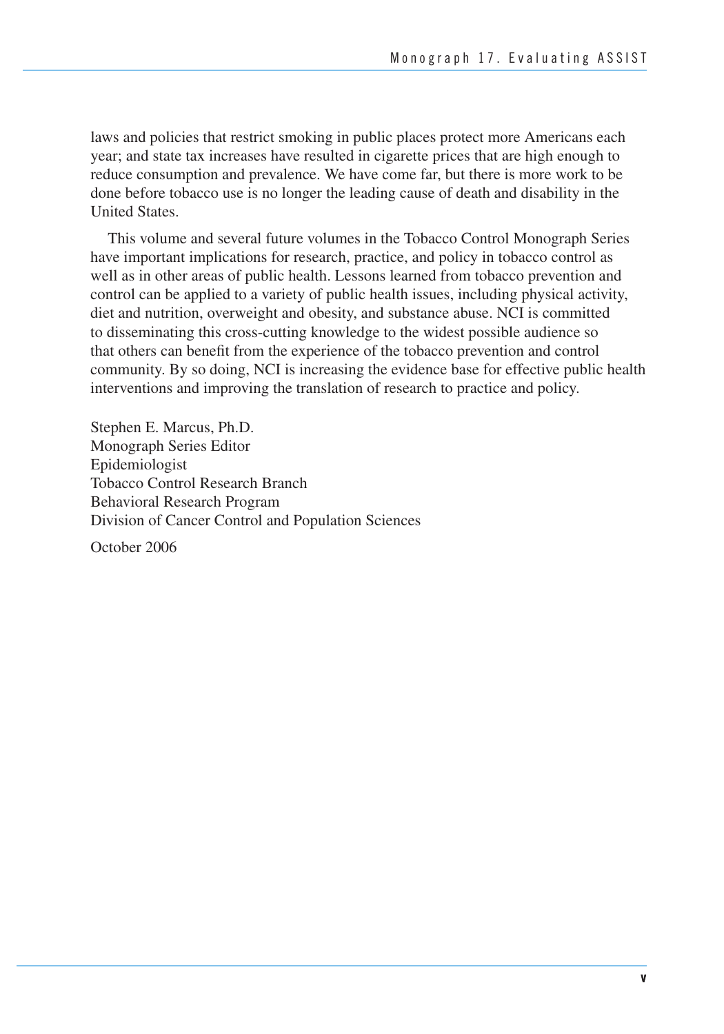laws and policies that restrict smoking in public places protect more Americans each year; and state tax increases have resulted in cigarette prices that are high enough to reduce consumption and prevalence. We have come far, but there is more work to be done before tobacco use is no longer the leading cause of death and disability in the United States.

This volume and several future volumes in the Tobacco Control Monograph Series have important implications for research, practice, and policy in tobacco control as well as in other areas of public health. Lessons learned from tobacco prevention and control can be applied to a variety of public health issues, including physical activity, diet and nutrition, overweight and obesity, and substance abuse. NCI is committed to disseminating this cross-cutting knowledge to the widest possible audience so that others can benefit from the experience of the tobacco prevention and control community. By so doing, NCI is increasing the evidence base for effective public health interventions and improving the translation of research to practice and policy.

Stephen E. Marcus, Ph.D.  
Monograph Series Editor  
Epidemiologist  
Tobacco Control Research Branch  
Behavioral Research Program  
Division of Cancer Control and Population Sciences

October 2006